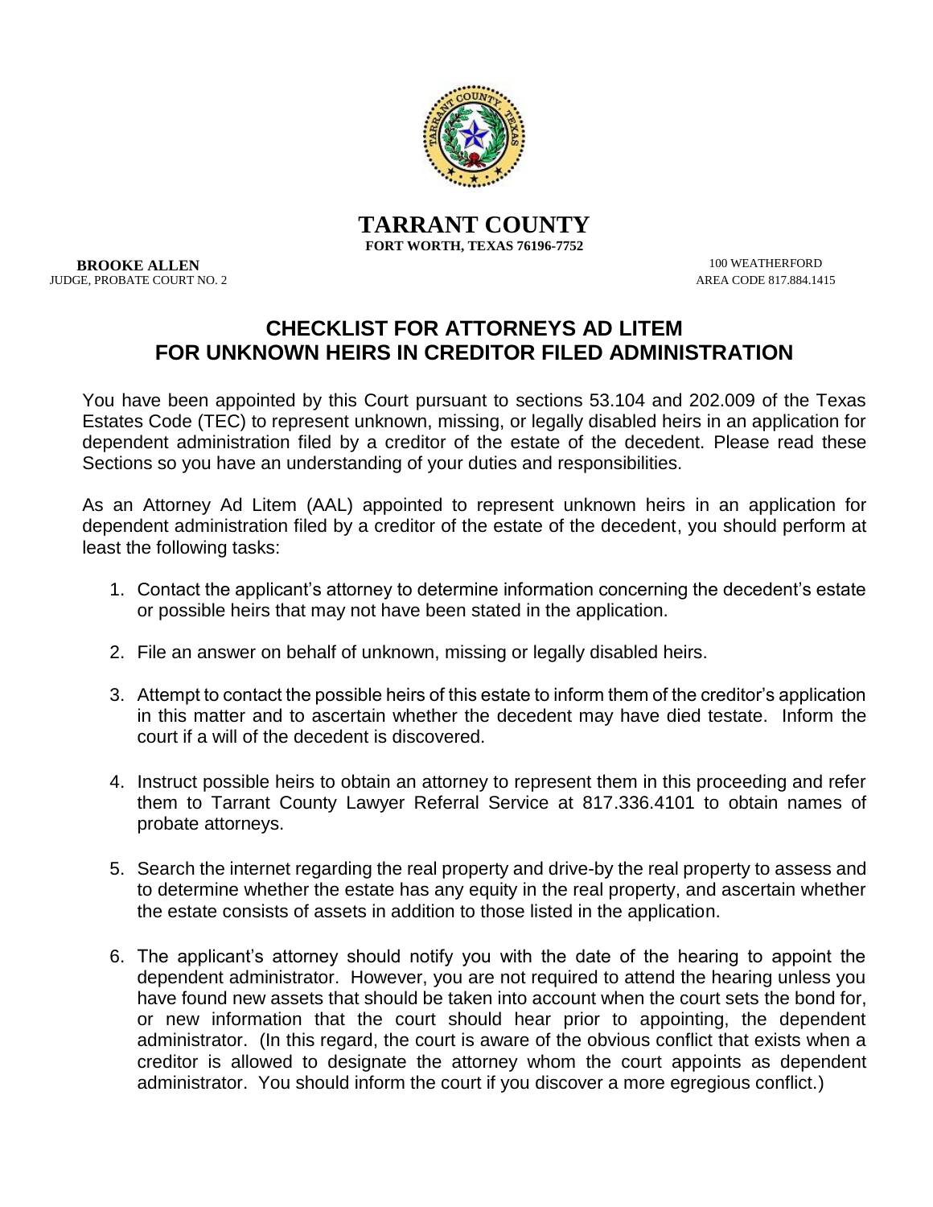**TARRANT COUNTY**
**FORT WORTH, TEXAS 76196-7752**

**BROOKE ALLEN**
JUDGE, PROBATE COURT NO. 2

100 WEATHERFORD
AREA CODE 817.884.1415

# CHECKLIST FOR ATTORNEYS AD LITEM FOR UNKNOWN HEIRS IN CREDITOR FILED ADMINISTRATION

You have been appointed by this Court pursuant to sections 53.104 and 202.009 of the Texas Estates Code (TEC) to represent unknown, missing, or legally disabled heirs in an application for dependent administration filed by a creditor of the estate of the decedent. Please read these Sections so you have an understanding of your duties and responsibilities.

As an Attorney Ad Litem (AAL) appointed to represent unknown heirs in an application for dependent administration filed by a creditor of the estate of the decedent, you should perform at least the following tasks:

1. Contact the applicant's attorney to determine information concerning the decedent's estate or possible heirs that may not have been stated in the application.

2. File an answer on behalf of unknown, missing or legally disabled heirs.

3. Attempt to contact the possible heirs of this estate to inform them of the creditor's application in this matter and to ascertain whether the decedent may have died testate. Inform the court if a will of the decedent is discovered.

4. Instruct possible heirs to obtain an attorney to represent them in this proceeding and refer them to Tarrant County Lawyer Referral Service at 817.336.4101 to obtain names of probate attorneys.

5. Search the internet regarding the real property and drive-by the real property to assess and to determine whether the estate has any equity in the real property, and ascertain whether the estate consists of assets in addition to those listed in the application.

6. The applicant's attorney should notify you with the date of the hearing to appoint the dependent administrator. However, you are not required to attend the hearing unless you have found new assets that should be taken into account when the court sets the bond for, or new information that the court should hear prior to appointing, the dependent administrator. (In this regard, the court is aware of the obvious conflict that exists when a creditor is allowed to designate the attorney whom the court appoints as dependent administrator. You should inform the court if you discover a more egregious conflict.)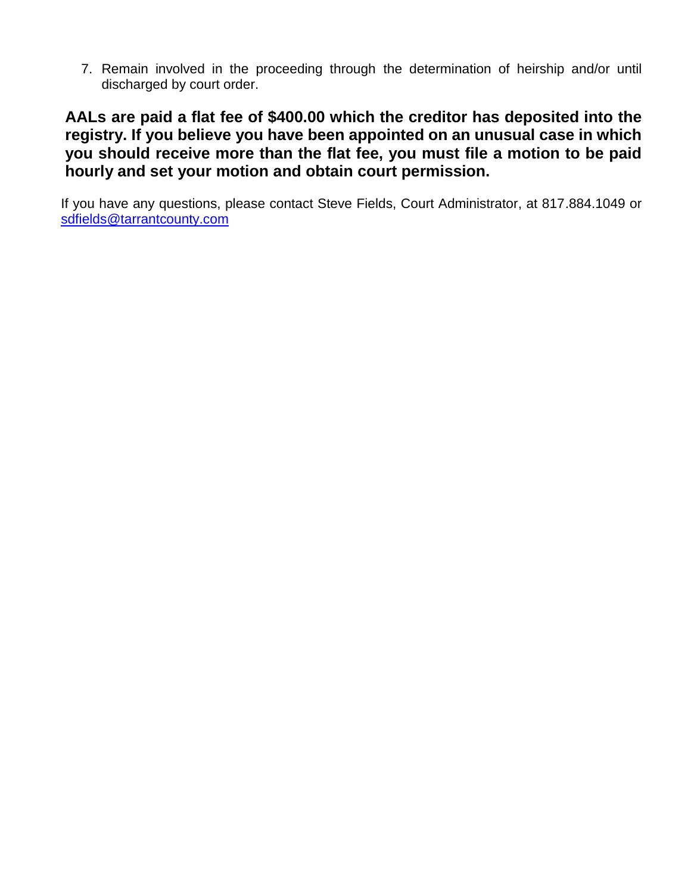7. Remain involved in the proceeding through the determination of heirship and/or until discharged by court order.

**AALs are paid a flat fee of $400.00 which the creditor has deposited into the registry. If you believe you have been appointed on an unusual case in which you should receive more than the flat fee, you must file a motion to be paid hourly and set your motion and obtain court permission.**

If you have any questions, please contact Steve Fields, Court Administrator, at 817.884.1049 or [sdfields@tarrantcounty.com](mailto:sdfields@tarrantcounty.com)